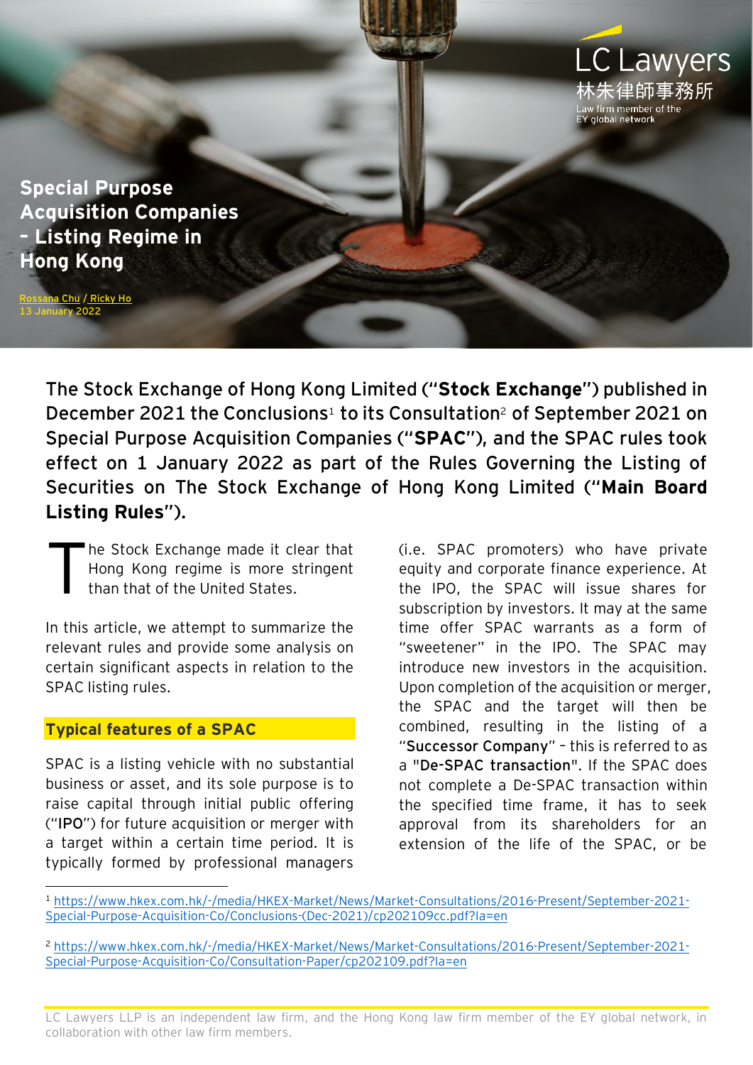LC Lawyers
林朱律師事務所
Law firm member of the EY global network

# Special Purpose Acquisition Companies – Listing Regime in Hong Kong

Rossana Chu / Ricky Ho
13 January 2022

**The Stock Exchange of Hong Kong Limited ("Stock Exchange") published in December 2021 the Conclusions[1] to its Consultation[2] of September 2021 on Special Purpose Acquisition Companies ("SPAC"), and the SPAC rules took effect on 1 January 2022 as part of the Rules Governing the Listing of Securities on The Stock Exchange of Hong Kong Limited ("Main Board Listing Rules").**

The Stock Exchange made it clear that Hong Kong regime is more stringent than that of the United States.

In this article, we attempt to summarize the relevant rules and provide some analysis on certain significant aspects in relation to the SPAC listing rules.

## Typical features of a SPAC

SPAC is a listing vehicle with no substantial business or asset, and its sole purpose is to raise capital through initial public offering ("**IPO**") for future acquisition or merger with a target within a certain time period. It is typically formed by professional managers (i.e. SPAC promoters) who have private equity and corporate finance experience. At the IPO, the SPAC will issue shares for subscription by investors. It may at the same time offer SPAC warrants as a form of "sweetener" in the IPO. The SPAC may introduce new investors in the acquisition. Upon completion of the acquisition or merger, the SPAC and the target will then be combined, resulting in the listing of a "**Successor Company**" – this is referred to as a "**De-SPAC transaction**". If the SPAC does not complete a De-SPAC transaction within the specified time frame, it has to seek approval from its shareholders for an extension of the life of the SPAC, or be

---

[1] https://www.hkex.com.hk/-/media/HKEX-Market/News/Market-Consultations/2016-Present/September-2021-Special-Purpose-Acquisition-Co/Conclusions-(Dec-2021)/cp202109cc.pdf?la=en

[2] https://www.hkex.com.hk/-/media/HKEX-Market/News/Market-Consultations/2016-Present/September-2021-Special-Purpose-Acquisition-Co/Consultation-Paper/cp202109.pdf?la=en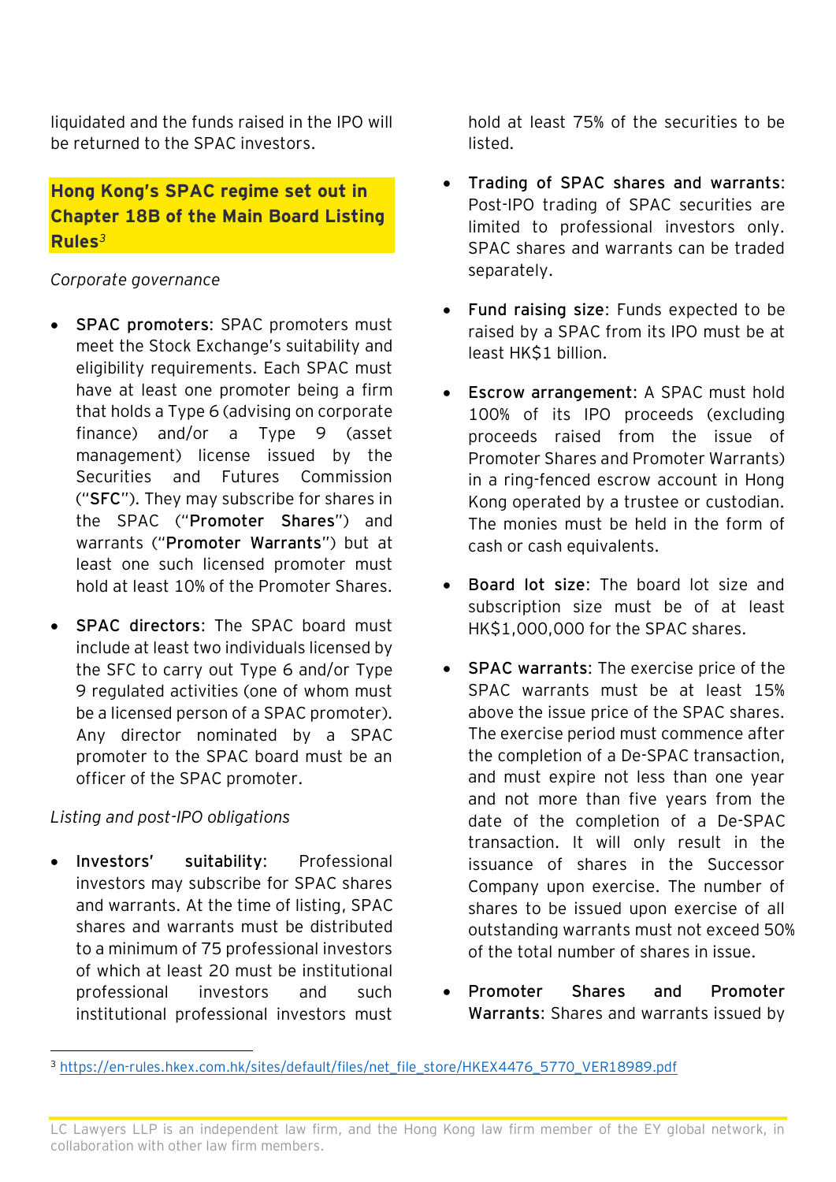liquidated and the funds raised in the IPO will be returned to the SPAC investors.

## Hong Kong's SPAC regime set out in Chapter 18B of the Main Board Listing Rules[3]

*Corporate governance*

- **SPAC promoters**: SPAC promoters must meet the Stock Exchange's suitability and eligibility requirements. Each SPAC must have at least one promoter being a firm that holds a Type 6 (advising on corporate finance) and/or a Type 9 (asset management) license issued by the Securities and Futures Commission ("**SFC**"). They may subscribe for shares in the SPAC ("**Promoter Shares**") and warrants ("**Promoter Warrants**") but at least one such licensed promoter must hold at least 10% of the Promoter Shares.

- **SPAC directors**: The SPAC board must include at least two individuals licensed by the SFC to carry out Type 6 and/or Type 9 regulated activities (one of whom must be a licensed person of a SPAC promoter). Any director nominated by a SPAC promoter to the SPAC board must be an officer of the SPAC promoter.

*Listing and post-IPO obligations*

- **Investors' suitability**: Professional investors may subscribe for SPAC shares and warrants. At the time of listing, SPAC shares and warrants must be distributed to a minimum of 75 professional investors of which at least 20 must be institutional professional investors and such institutional professional investors must hold at least 75% of the securities to be listed.

- **Trading of SPAC shares and warrants**: Post-IPO trading of SPAC securities are limited to professional investors only. SPAC shares and warrants can be traded separately.

- **Fund raising size**: Funds expected to be raised by a SPAC from its IPO must be at least HK$1 billion.

- **Escrow arrangement**: A SPAC must hold 100% of its IPO proceeds (excluding proceeds raised from the issue of Promoter Shares and Promoter Warrants) in a ring-fenced escrow account in Hong Kong operated by a trustee or custodian. The monies must be held in the form of cash or cash equivalents.

- **Board lot size**: The board lot size and subscription size must be of at least HK$1,000,000 for the SPAC shares.

- **SPAC warrants**: The exercise price of the SPAC warrants must be at least 15% above the issue price of the SPAC shares. The exercise period must commence after the completion of a De-SPAC transaction, and must expire not less than one year and not more than five years from the date of the completion of a De-SPAC transaction. It will only result in the issuance of shares in the Successor Company upon exercise. The number of shares to be issued upon exercise of all outstanding warrants must not exceed 50% of the total number of shares in issue.

- **Promoter Shares and Promoter Warrants**: Shares and warrants issued by

---

[3] https://en-rules.hkex.com.hk/sites/default/files/net_file_store/HKEX4476_5770_VER18989.pdf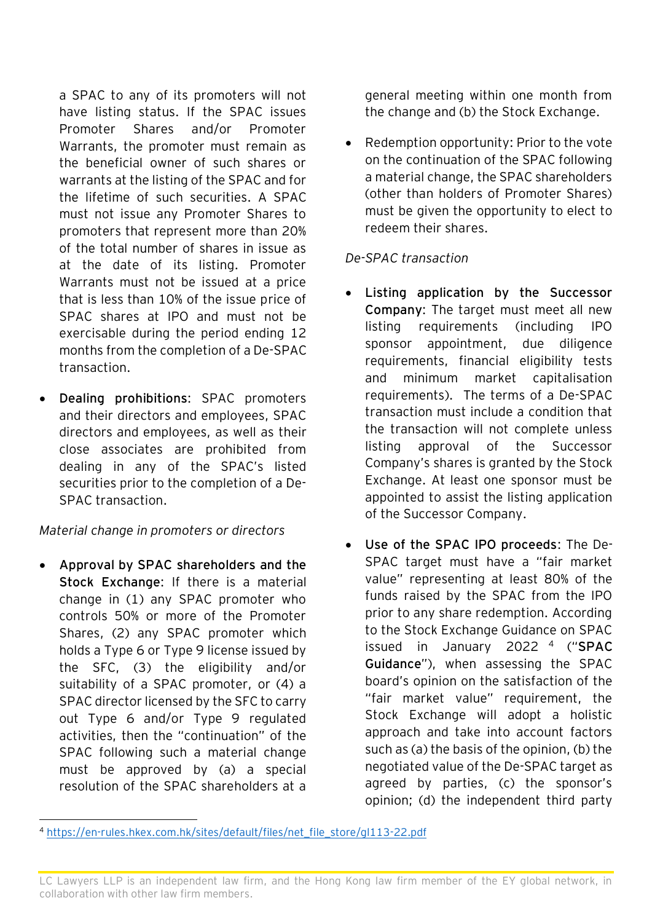a SPAC to any of its promoters will not have listing status. If the SPAC issues Promoter Shares and/or Promoter Warrants, the promoter must remain as the beneficial owner of such shares or warrants at the listing of the SPAC and for the lifetime of such securities. A SPAC must not issue any Promoter Shares to promoters that represent more than 20% of the total number of shares in issue as at the date of its listing. Promoter Warrants must not be issued at a price that is less than 10% of the issue price of SPAC shares at IPO and must not be exercisable during the period ending 12 months from the completion of a De-SPAC transaction.

- **Dealing prohibitions**: SPAC promoters and their directors and employees, SPAC directors and employees, as well as their close associates are prohibited from dealing in any of the SPAC's listed securities prior to the completion of a De-SPAC transaction.

*Material change in promoters or directors*

- **Approval by SPAC shareholders and the Stock Exchange**: If there is a material change in (1) any SPAC promoter who controls 50% or more of the Promoter Shares, (2) any SPAC promoter which holds a Type 6 or Type 9 license issued by the SFC, (3) the eligibility and/or suitability of a SPAC promoter, or (4) a SPAC director licensed by the SFC to carry out Type 6 and/or Type 9 regulated activities, then the "continuation" of the SPAC following such a material change must be approved by (a) a special resolution of the SPAC shareholders at a general meeting within one month from the change and (b) the Stock Exchange.

- Redemption opportunity: Prior to the vote on the continuation of the SPAC following a material change, the SPAC shareholders (other than holders of Promoter Shares) must be given the opportunity to elect to redeem their shares.

*De-SPAC transaction*

- **Listing application by the Successor Company**: The target must meet all new listing requirements (including IPO sponsor appointment, due diligence requirements, financial eligibility tests and minimum market capitalisation requirements). The terms of a De-SPAC transaction must include a condition that the transaction will not complete unless listing approval of the Successor Company's shares is granted by the Stock Exchange. At least one sponsor must be appointed to assist the listing application of the Successor Company.

- **Use of the SPAC IPO proceeds**: The De-SPAC target must have a "fair market value" representing at least 80% of the funds raised by the SPAC from the IPO prior to any share redemption. According to the Stock Exchange Guidance on SPAC issued in January 2022 [4] ("**SPAC Guidance**"), when assessing the SPAC board's opinion on the satisfaction of the "fair market value" requirement, the Stock Exchange will adopt a holistic approach and take into account factors such as (a) the basis of the opinion, (b) the negotiated value of the De-SPAC target as agreed by parties, (c) the sponsor's opinion; (d) the independent third party

[4] https://en-rules.hkex.com.hk/sites/default/files/net_file_store/gl113-22.pdf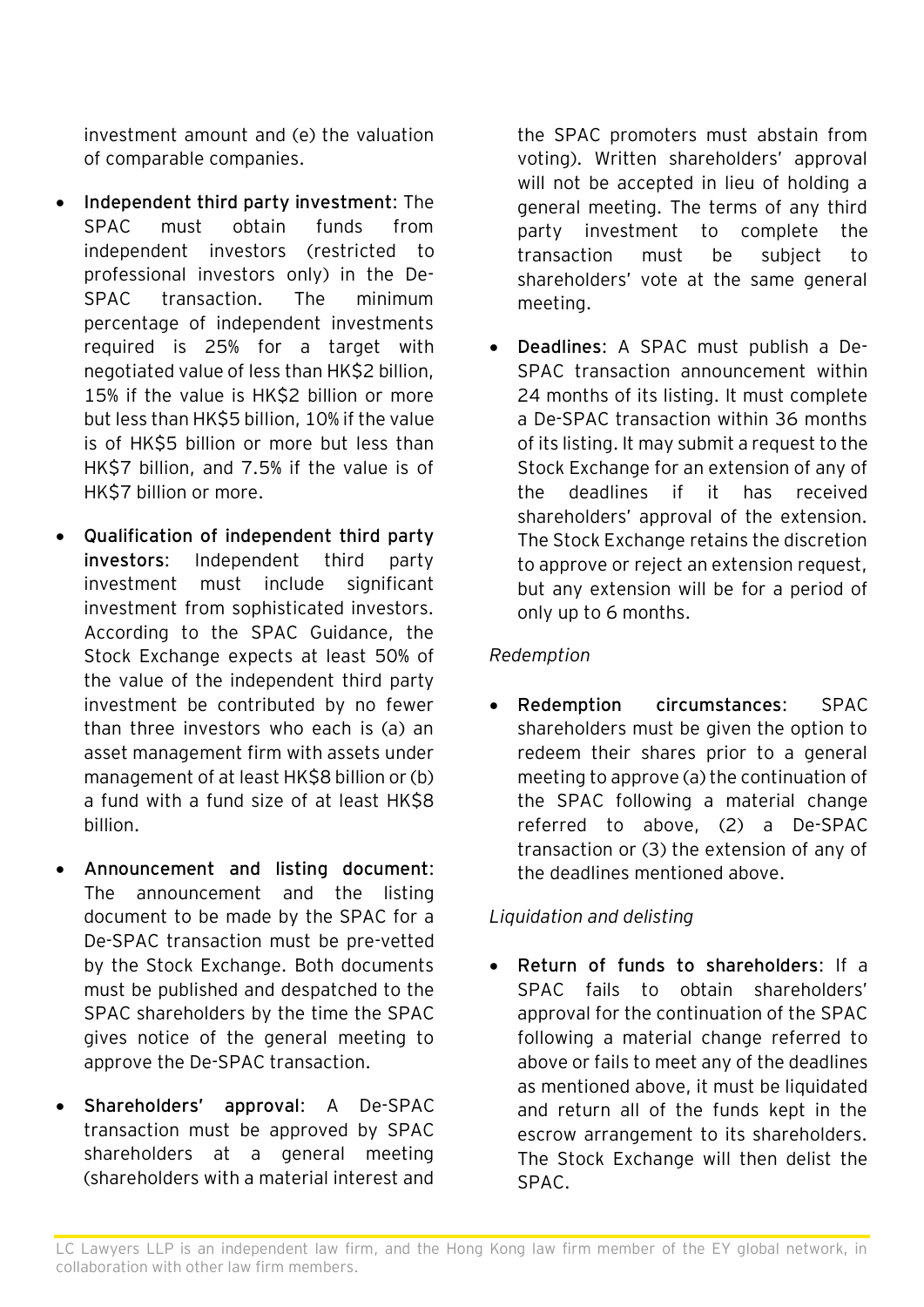investment amount and (e) the valuation of comparable companies.

- **Independent third party investment**: The SPAC must obtain funds from independent investors (restricted to professional investors only) in the De-SPAC transaction. The minimum percentage of independent investments required is 25% for a target with negotiated value of less than HK$2 billion, 15% if the value is HK$2 billion or more but less than HK$5 billion, 10% if the value is of HK$5 billion or more but less than HK$7 billion, and 7.5% if the value is of HK$7 billion or more.

- **Qualification of independent third party investors**: Independent third party investment must include significant investment from sophisticated investors. According to the SPAC Guidance, the Stock Exchange expects at least 50% of the value of the independent third party investment be contributed by no fewer than three investors who each is (a) an asset management firm with assets under management of at least HK$8 billion or (b) a fund with a fund size of at least HK$8 billion.

- **Announcement and listing document**: The announcement and the listing document to be made by the SPAC for a De-SPAC transaction must be pre-vetted by the Stock Exchange. Both documents must be published and despatched to the SPAC shareholders by the time the SPAC gives notice of the general meeting to approve the De-SPAC transaction.

- **Shareholders' approval**: A De-SPAC transaction must be approved by SPAC shareholders at a general meeting (shareholders with a material interest and the SPAC promoters must abstain from voting). Written shareholders' approval will not be accepted in lieu of holding a general meeting. The terms of any third party investment to complete the transaction must be subject to shareholders' vote at the same general meeting.

- **Deadlines**: A SPAC must publish a De-SPAC transaction announcement within 24 months of its listing. It must complete a De-SPAC transaction within 36 months of its listing. It may submit a request to the Stock Exchange for an extension of any of the deadlines if it has received shareholders' approval of the extension. The Stock Exchange retains the discretion to approve or reject an extension request, but any extension will be for a period of only up to 6 months.

*Redemption*

- **Redemption circumstances**: SPAC shareholders must be given the option to redeem their shares prior to a general meeting to approve (a) the continuation of the SPAC following a material change referred to above, (2) a De-SPAC transaction or (3) the extension of any of the deadlines mentioned above.

*Liquidation and delisting*

- **Return of funds to shareholders**: If a SPAC fails to obtain shareholders' approval for the continuation of the SPAC following a material change referred to above or fails to meet any of the deadlines as mentioned above, it must be liquidated and return all of the funds kept in the escrow arrangement to its shareholders. The Stock Exchange will then delist the SPAC.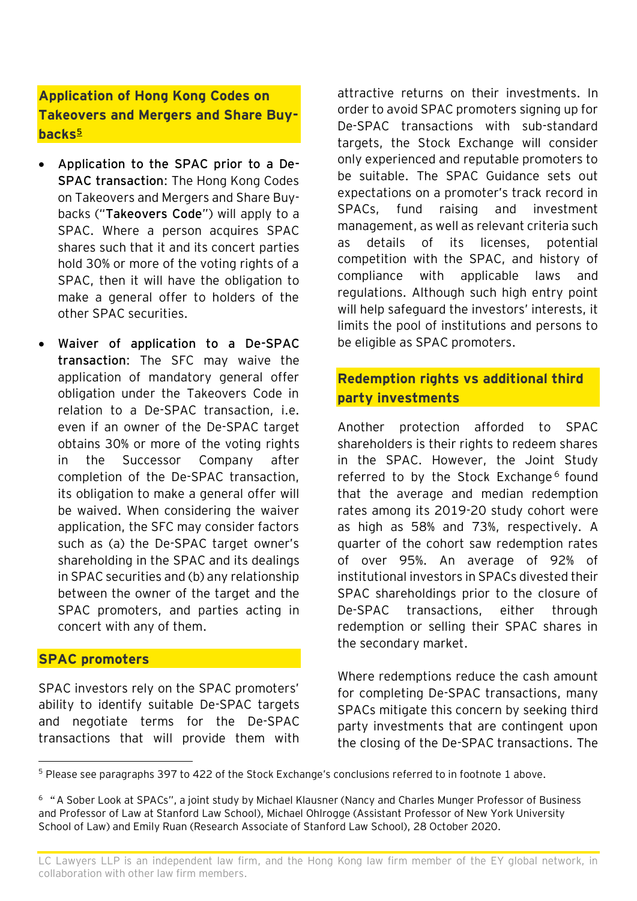## Application of Hong Kong Codes on Takeovers and Mergers and Share Buy-backs[5]

- **Application to the SPAC prior to a De-SPAC transaction**: The Hong Kong Codes on Takeovers and Mergers and Share Buy-backs ("**Takeovers Code**") will apply to a SPAC. Where a person acquires SPAC shares such that it and its concert parties hold 30% or more of the voting rights of a SPAC, then it will have the obligation to make a general offer to holders of the other SPAC securities.

- **Waiver of application to a De-SPAC transaction**: The SFC may waive the application of mandatory general offer obligation under the Takeovers Code in relation to a De-SPAC transaction, i.e. even if an owner of the De-SPAC target obtains 30% or more of the voting rights in the Successor Company after completion of the De-SPAC transaction, its obligation to make a general offer will be waived. When considering the waiver application, the SFC may consider factors such as (a) the De-SPAC target owner's shareholding in the SPAC and its dealings in SPAC securities and (b) any relationship between the owner of the target and the SPAC promoters, and parties acting in concert with any of them.

## SPAC promoters

SPAC investors rely on the SPAC promoters' ability to identify suitable De-SPAC targets and negotiate terms for the De-SPAC transactions that will provide them with attractive returns on their investments. In order to avoid SPAC promoters signing up for De-SPAC transactions with sub-standard targets, the Stock Exchange will consider only experienced and reputable promoters to be suitable. The SPAC Guidance sets out expectations on a promoter's track record in SPACs, fund raising and investment management, as well as relevant criteria such as details of its licenses, potential competition with the SPAC, and history of compliance with applicable laws and regulations. Although such high entry point will help safeguard the investors' interests, it limits the pool of institutions and persons to be eligible as SPAC promoters.

## Redemption rights vs additional third party investments

Another protection afforded to SPAC shareholders is their rights to redeem shares in the SPAC. However, the Joint Study referred to by the Stock Exchange[6] found that the average and median redemption rates among its 2019-20 study cohort were as high as 58% and 73%, respectively. A quarter of the cohort saw redemption rates of over 95%. An average of 92% of institutional investors in SPACs divested their SPAC shareholdings prior to the closure of De-SPAC transactions, either through redemption or selling their SPAC shares in the secondary market.

Where redemptions reduce the cash amount for completing De-SPAC transactions, many SPACs mitigate this concern by seeking third party investments that are contingent upon the closing of the De-SPAC transactions. The

---

[5] Please see paragraphs 397 to 422 of the Stock Exchange's conclusions referred to in footnote 1 above.

[6] "A Sober Look at SPACs", a joint study by Michael Klausner (Nancy and Charles Munger Professor of Business and Professor of Law at Stanford Law School), Michael Ohlrogge (Assistant Professor of New York University School of Law) and Emily Ruan (Research Associate of Stanford Law School), 28 October 2020.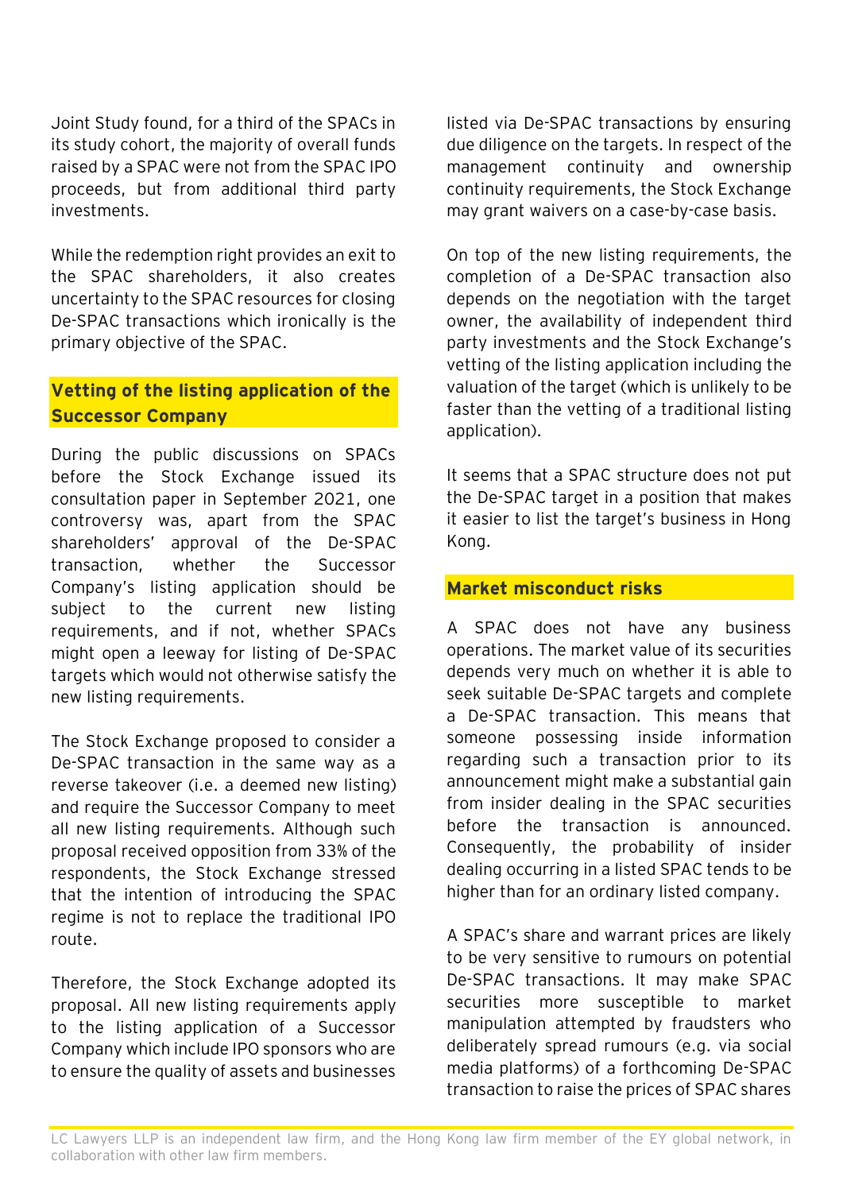Joint Study found, for a third of the SPACs in its study cohort, the majority of overall funds raised by a SPAC were not from the SPAC IPO proceeds, but from additional third party investments.

While the redemption right provides an exit to the SPAC shareholders, it also creates uncertainty to the SPAC resources for closing De-SPAC transactions which ironically is the primary objective of the SPAC.

## Vetting of the listing application of the Successor Company

During the public discussions on SPACs before the Stock Exchange issued its consultation paper in September 2021, one controversy was, apart from the SPAC shareholders' approval of the De-SPAC transaction, whether the Successor Company's listing application should be subject to the current new listing requirements, and if not, whether SPACs might open a leeway for listing of De-SPAC targets which would not otherwise satisfy the new listing requirements.

The Stock Exchange proposed to consider a De-SPAC transaction in the same way as a reverse takeover (i.e. a deemed new listing) and require the Successor Company to meet all new listing requirements. Although such proposal received opposition from 33% of the respondents, the Stock Exchange stressed that the intention of introducing the SPAC regime is not to replace the traditional IPO route.

Therefore, the Stock Exchange adopted its proposal. All new listing requirements apply to the listing application of a Successor Company which include IPO sponsors who are to ensure the quality of assets and businesses listed via De-SPAC transactions by ensuring due diligence on the targets. In respect of the management continuity and ownership continuity requirements, the Stock Exchange may grant waivers on a case-by-case basis.

On top of the new listing requirements, the completion of a De-SPAC transaction also depends on the negotiation with the target owner, the availability of independent third party investments and the Stock Exchange's vetting of the listing application including the valuation of the target (which is unlikely to be faster than the vetting of a traditional listing application).

It seems that a SPAC structure does not put the De-SPAC target in a position that makes it easier to list the target's business in Hong Kong.

## Market misconduct risks

A SPAC does not have any business operations. The market value of its securities depends very much on whether it is able to seek suitable De-SPAC targets and complete a De-SPAC transaction. This means that someone possessing inside information regarding such a transaction prior to its announcement might make a substantial gain from insider dealing in the SPAC securities before the transaction is announced. Consequently, the probability of insider dealing occurring in a listed SPAC tends to be higher than for an ordinary listed company.

A SPAC's share and warrant prices are likely to be very sensitive to rumours on potential De-SPAC transactions. It may make SPAC securities more susceptible to market manipulation attempted by fraudsters who deliberately spread rumours (e.g. via social media platforms) of a forthcoming De-SPAC transaction to raise the prices of SPAC shares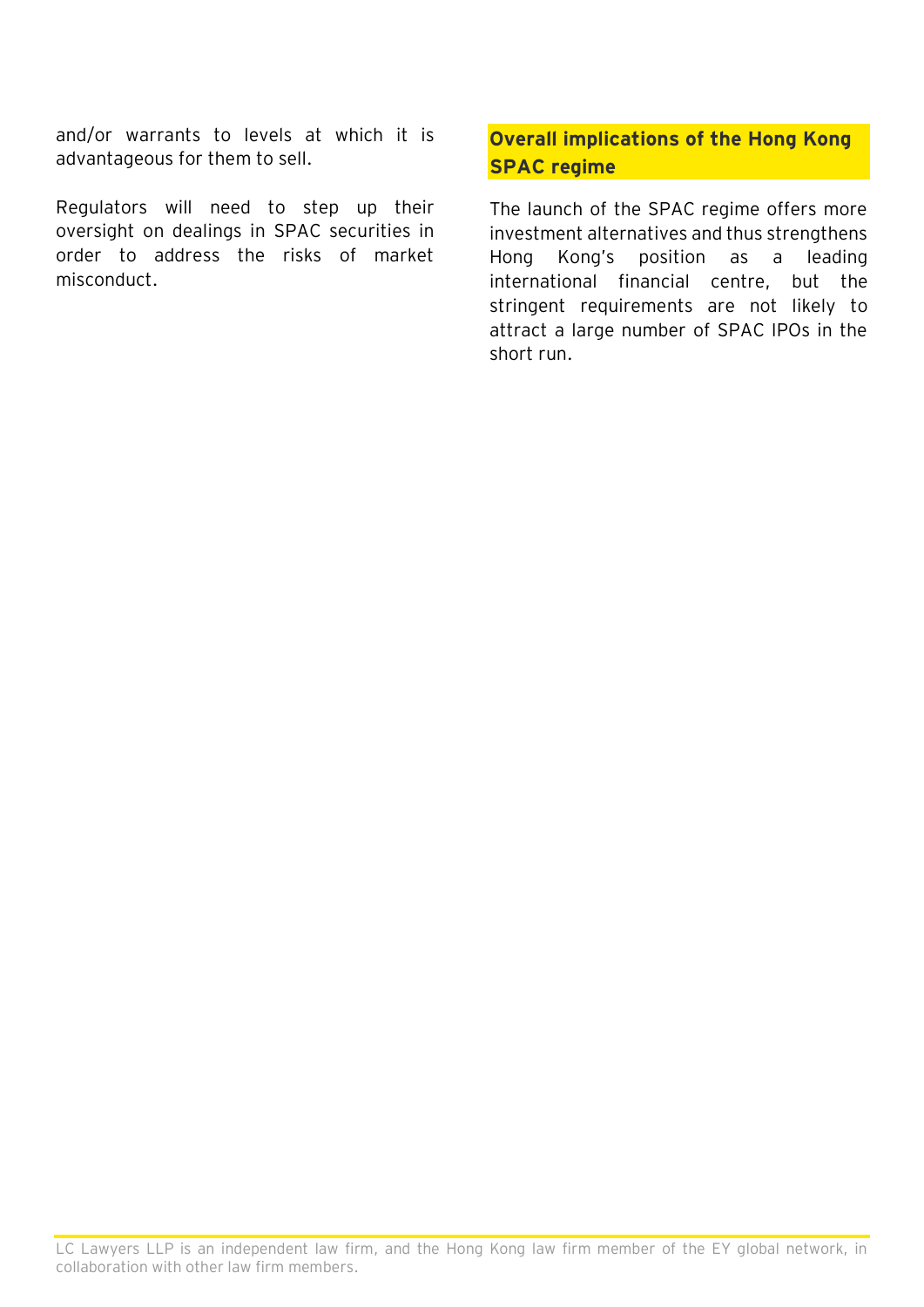and/or warrants to levels at which it is advantageous for them to sell.

Regulators will need to step up their oversight on dealings in SPAC securities in order to address the risks of market misconduct.

## Overall implications of the Hong Kong SPAC regime

The launch of the SPAC regime offers more investment alternatives and thus strengthens Hong Kong's position as a leading international financial centre, but the stringent requirements are not likely to attract a large number of SPAC IPOs in the short run.

LC Lawyers LLP is an independent law firm, and the Hong Kong law firm member of the EY global network, in collaboration with other law firm members.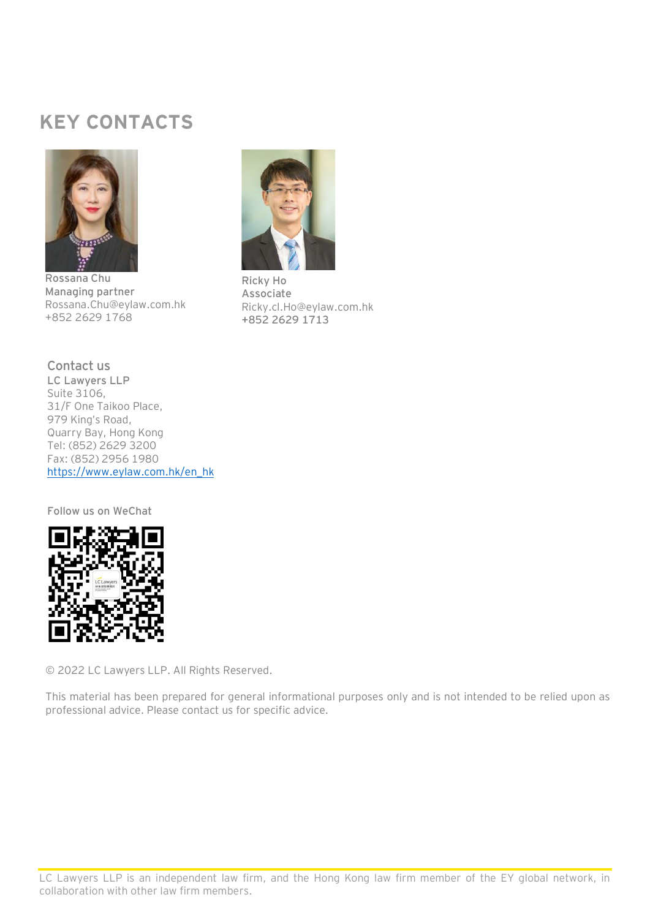## KEY CONTACTS

Rossana Chu
Managing partner
Rossana.Chu@eylaw.com.hk
+852 2629 1768

Ricky Ho
Associate
Ricky.cl.Ho@eylaw.com.hk
+852 2629 1713

**Contact us**
LC Lawyers LLP
Suite 3106,
31/F One Taikoo Place,
979 King's Road,
Quarry Bay, Hong Kong
Tel: (852) 2629 3200
Fax: (852) 2956 1980
https://www.eylaw.com.hk/en_hk

Follow us on WeChat

© 2022 LC Lawyers LLP. All Rights Reserved.

This material has been prepared for general informational purposes only and is not intended to be relied upon as professional advice. Please contact us for specific advice.

LC Lawyers LLP is an independent law firm, and the Hong Kong law firm member of the EY global network, in collaboration with other law firm members.